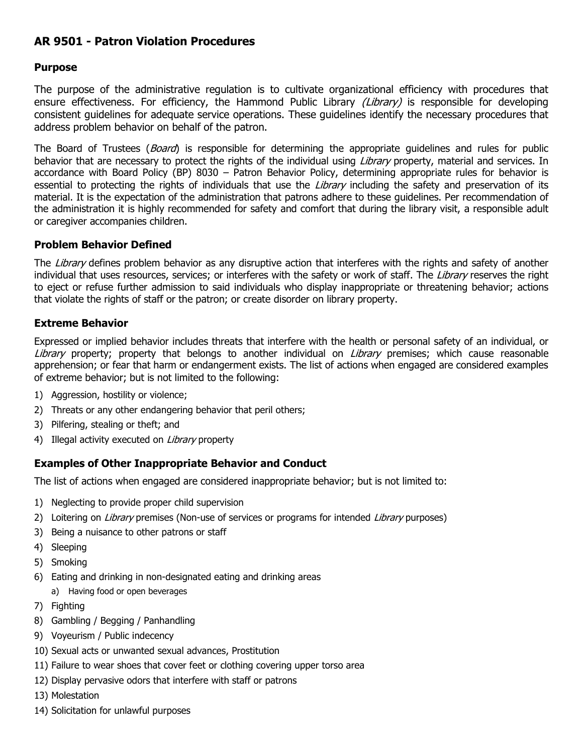# AR 9501 - Patron Violation Procedures

## Purpose

The purpose of the administrative regulation is to cultivate organizational efficiency with procedures that ensure effectiveness. For efficiency, the Hammond Public Library *(Library)* is responsible for developing consistent guidelines for adequate service operations. These guidelines identify the necessary procedures that address problem behavior on behalf of the patron.

The Board of Trustees (*Board*) is responsible for determining the appropriate guidelines and rules for public behavior that are necessary to protect the rights of the individual using *Library* property, material and services. In accordance with Board Policy (BP) 8030 – Patron Behavior Policy, determining appropriate rules for behavior is essential to protecting the rights of individuals that use the *Library* including the safety and preservation of its material. It is the expectation of the administration that patrons adhere to these guidelines. Per recommendation of the administration it is highly recommended for safety and comfort that during the library visit, a responsible adult or caregiver accompanies children.

## Problem Behavior Defined

The *Library* defines problem behavior as any disruptive action that interferes with the rights and safety of another individual that uses resources, services; or interferes with the safety or work of staff. The *Library* reserves the right to eject or refuse further admission to said individuals who display inappropriate or threatening behavior; actions that violate the rights of staff or the patron; or create disorder on library property.

## Extreme Behavior

Expressed or implied behavior includes threats that interfere with the health or personal safety of an individual, or *Library* property; property that belongs to another individual on *Library* premises; which cause reasonable apprehension; or fear that harm or endangerment exists. The list of actions when engaged are considered examples of extreme behavior; but is not limited to the following:

1) Aggression, hostility or violence;
2) Threats or any other endangering behavior that peril others;
3) Pilfering, stealing or theft; and
4) Illegal activity executed on *Library* property

## Examples of Other Inappropriate Behavior and Conduct

The list of actions when engaged are considered inappropriate behavior; but is not limited to:

1) Neglecting to provide proper child supervision
2) Loitering on *Library* premises (Non-use of services or programs for intended *Library* purposes)
3) Being a nuisance to other patrons or staff
4) Sleeping
5) Smoking
6) Eating and drinking in non-designated eating and drinking areas
   a) Having food or open beverages
7) Fighting
8) Gambling / Begging / Panhandling
9) Voyeurism / Public indecency
10) Sexual acts or unwanted sexual advances, Prostitution
11) Failure to wear shoes that cover feet or clothing covering upper torso area
12) Display pervasive odors that interfere with staff or patrons
13) Molestation
14) Solicitation for unlawful purposes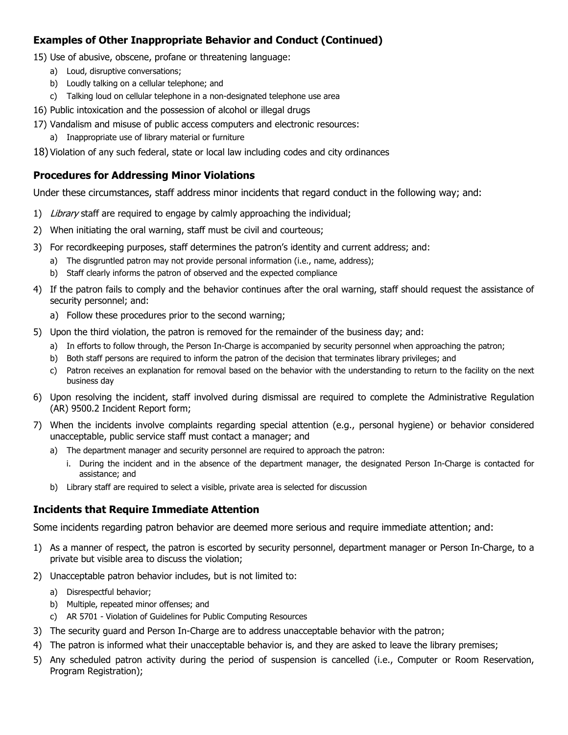### Examples of Other Inappropriate Behavior and Conduct (Continued)

15) Use of abusive, obscene, profane or threatening language:
    a) Loud, disruptive conversations;
    b) Loudly talking on a cellular telephone; and
    c) Talking loud on cellular telephone in a non-designated telephone use area
16) Public intoxication and the possession of alcohol or illegal drugs
17) Vandalism and misuse of public access computers and electronic resources:
    a) Inappropriate use of library material or furniture
18) Violation of any such federal, state or local law including codes and city ordinances

### Procedures for Addressing Minor Violations

Under these circumstances, staff address minor incidents that regard conduct in the following way; and:

1) *Library* staff are required to engage by calmly approaching the individual;
2) When initiating the oral warning, staff must be civil and courteous;
3) For recordkeeping purposes, staff determines the patron's identity and current address; and:
    a) The disgruntled patron may not provide personal information (i.e., name, address);
    b) Staff clearly informs the patron of observed and the expected compliance
4) If the patron fails to comply and the behavior continues after the oral warning, staff should request the assistance of security personnel; and:
    a) Follow these procedures prior to the second warning;
5) Upon the third violation, the patron is removed for the remainder of the business day; and:
    a) In efforts to follow through, the Person In-Charge is accompanied by security personnel when approaching the patron;
    b) Both staff persons are required to inform the patron of the decision that terminates library privileges; and
    c) Patron receives an explanation for removal based on the behavior with the understanding to return to the facility on the next business day
6) Upon resolving the incident, staff involved during dismissal are required to complete the Administrative Regulation (AR) 9500.2 Incident Report form;
7) When the incidents involve complaints regarding special attention (e.g., personal hygiene) or behavior considered unacceptable, public service staff must contact a manager; and
    a) The department manager and security personnel are required to approach the patron:
        i. During the incident and in the absence of the department manager, the designated Person In-Charge is contacted for assistance; and
    b) Library staff are required to select a visible, private area is selected for discussion

### Incidents that Require Immediate Attention

Some incidents regarding patron behavior are deemed more serious and require immediate attention; and:

1) As a manner of respect, the patron is escorted by security personnel, department manager or Person In-Charge, to a private but visible area to discuss the violation;
2) Unacceptable patron behavior includes, but is not limited to:
    a) Disrespectful behavior;
    b) Multiple, repeated minor offenses; and
    c) AR 5701 - Violation of Guidelines for Public Computing Resources
3) The security guard and Person In-Charge are to address unacceptable behavior with the patron;
4) The patron is informed what their unacceptable behavior is, and they are asked to leave the library premises;
5) Any scheduled patron activity during the period of suspension is cancelled (i.e., Computer or Room Reservation, Program Registration);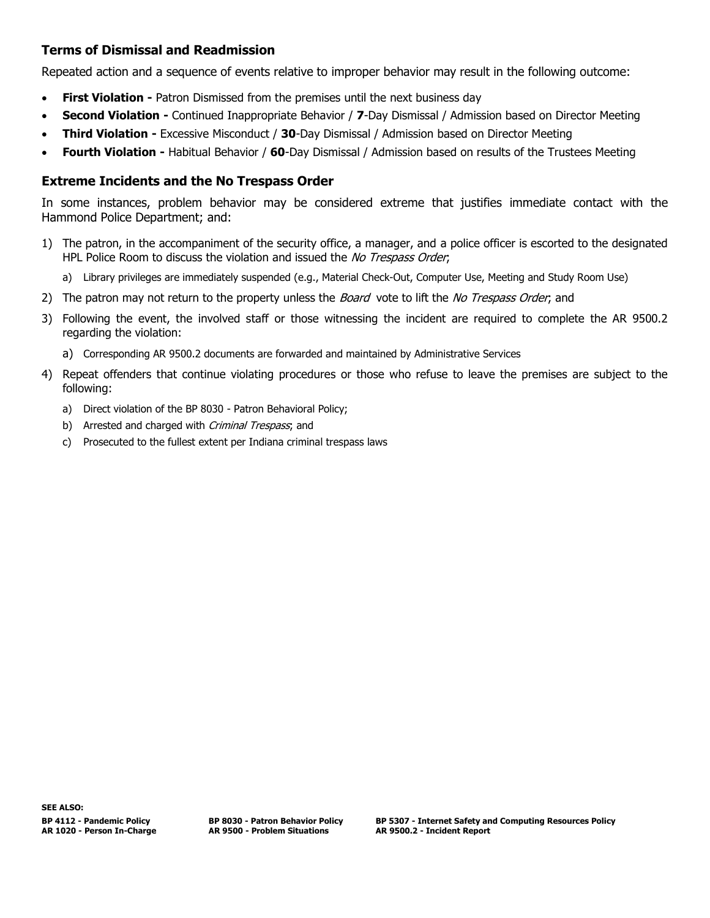### Terms of Dismissal and Readmission

Repeated action and a sequence of events relative to improper behavior may result in the following outcome:

- **First Violation -** Patron Dismissed from the premises until the next business day
- **Second Violation -** Continued Inappropriate Behavior / **7**-Day Dismissal / Admission based on Director Meeting
- **Third Violation -** Excessive Misconduct / **30**-Day Dismissal / Admission based on Director Meeting
- **Fourth Violation -** Habitual Behavior / **60**-Day Dismissal / Admission based on results of the Trustees Meeting

### Extreme Incidents and the No Trespass Order

In some instances, problem behavior may be considered extreme that justifies immediate contact with the Hammond Police Department; and:

1) The patron, in the accompaniment of the security office, a manager, and a police officer is escorted to the designated HPL Police Room to discuss the violation and issued the *No Trespass Order*;
   a) Library privileges are immediately suspended (e.g., Material Check-Out, Computer Use, Meeting and Study Room Use)
2) The patron may not return to the property unless the *Board* vote to lift the *No Trespass Order*; and
3) Following the event, the involved staff or those witnessing the incident are required to complete the AR 9500.2 regarding the violation:
   a) Corresponding AR 9500.2 documents are forwarded and maintained by Administrative Services
4) Repeat offenders that continue violating procedures or those who refuse to leave the premises are subject to the following:
   a) Direct violation of the BP 8030 - Patron Behavioral Policy;
   b) Arrested and charged with *Criminal Trespass*; and
   c) Prosecuted to the fullest extent per Indiana criminal trespass laws

**SEE ALSO:**

**BP 4112 - Pandemic Policy**
**AR 1020 - Person In-Charge**
**BP 8030 - Patron Behavior Policy**
**AR 9500 - Problem Situations**
**BP 5307 - Internet Safety and Computing Resources Policy**
**AR 9500.2 - Incident Report**